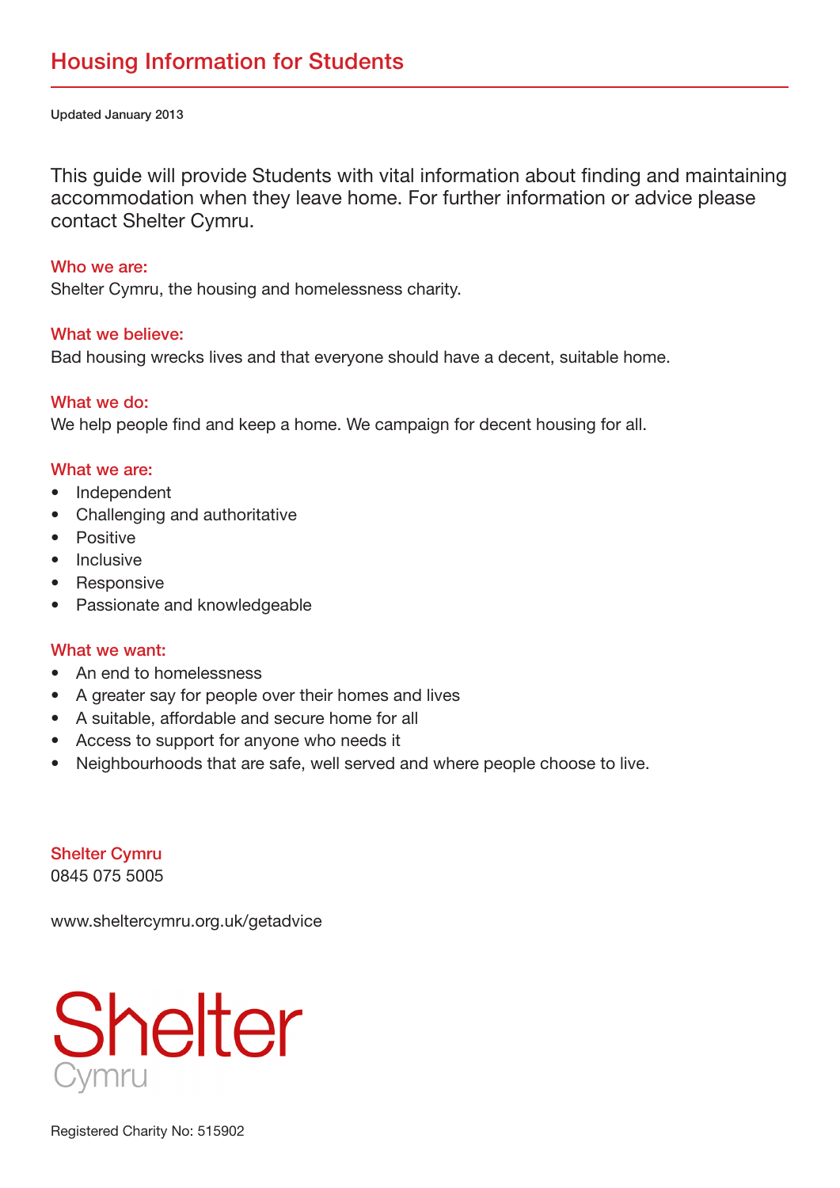# Housing Information for Students

Updated January 2013

This guide will provide Students with vital information about finding and maintaining accommodation when they leave home. For further information or advice please contact Shelter Cymru.

### Who we are:

Shelter Cymru, the housing and homelessness charity.

### What we believe:

Bad housing wrecks lives and that everyone should have a decent, suitable home.

### What we do:

We help people find and keep a home. We campaign for decent housing for all.

### What we are:

- Independent
- Challenging and authoritative
- Positive
- Inclusive
- Responsive
- Passionate and knowledgeable

### What we want:

- An end to homelessness
- A greater say for people over their homes and lives
- A suitable, affordable and secure home for all
- Access to support for anyone who needs it
- Neighbourhoods that are safe, well served and where people choose to live.

**Shelter Cymru**
0845 075 5005

www.sheltercymru.org.uk/getadvice

Shelter Cymru

Registered Charity No: 515902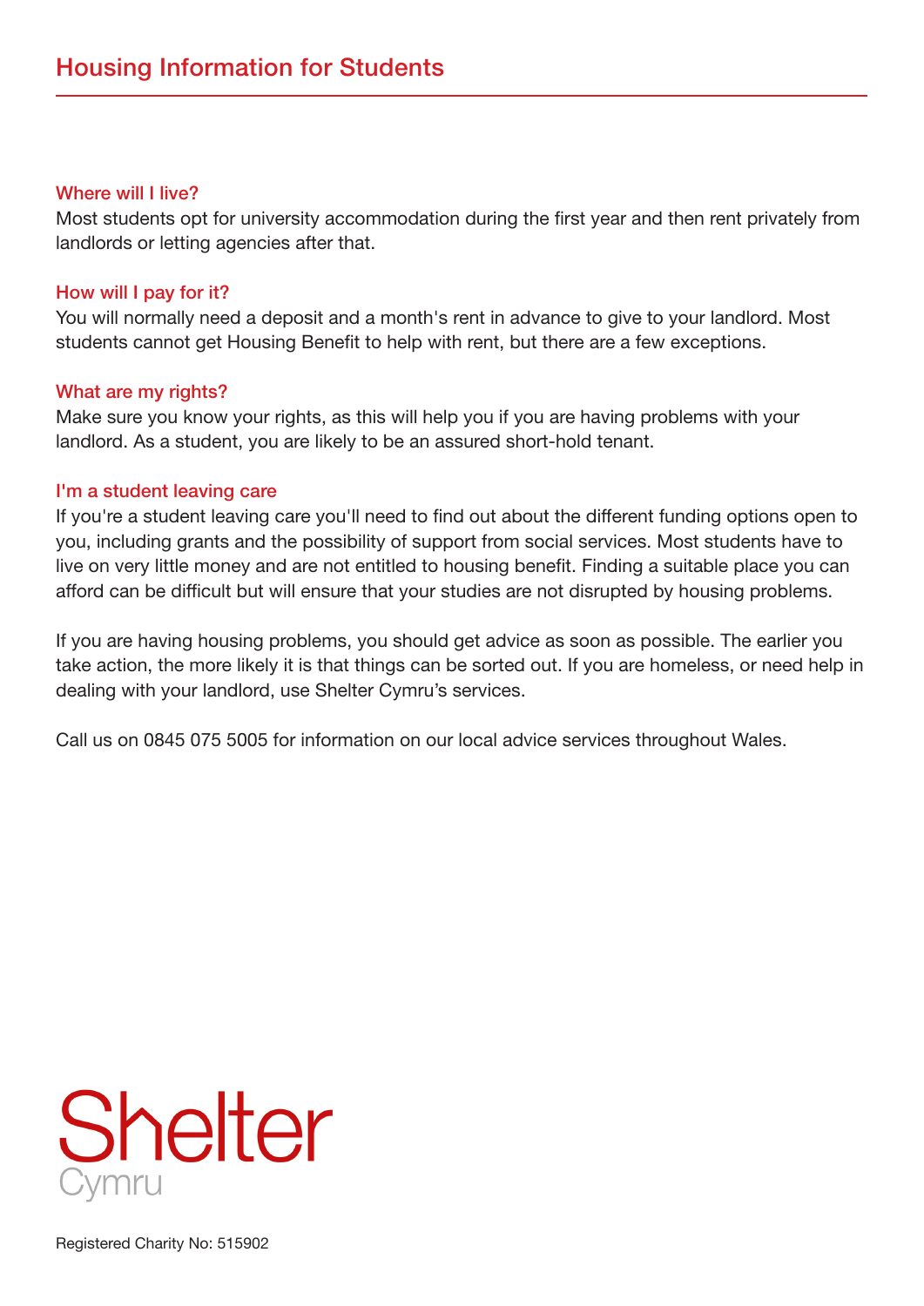# Housing Information for Students

## Where will I live?

Most students opt for university accommodation during the first year and then rent privately from landlords or letting agencies after that.

## How will I pay for it?

You will normally need a deposit and a month's rent in advance to give to your landlord. Most students cannot get Housing Benefit to help with rent, but there are a few exceptions.

## What are my rights?

Make sure you know your rights, as this will help you if you are having problems with your landlord. As a student, you are likely to be an assured short-hold tenant.

## I'm a student leaving care

If you're a student leaving care you'll need to find out about the different funding options open to you, including grants and the possibility of support from social services. Most students have to live on very little money and are not entitled to housing benefit. Finding a suitable place you can afford can be difficult but will ensure that your studies are not disrupted by housing problems.

If you are having housing problems, you should get advice as soon as possible. The earlier you take action, the more likely it is that things can be sorted out. If you are homeless, or need help in dealing with your landlord, use Shelter Cymru's services.

Call us on 0845 075 5005 for information on our local advice services throughout Wales.

Shelter Cymru

Registered Charity No: 515902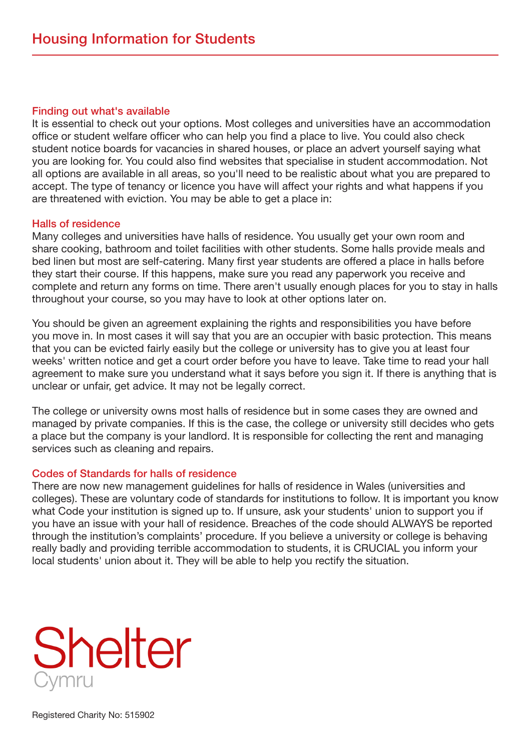# Housing Information for Students

## Finding out what's available

It is essential to check out your options. Most colleges and universities have an accommodation office or student welfare officer who can help you find a place to live. You could also check student notice boards for vacancies in shared houses, or place an advert yourself saying what you are looking for. You could also find websites that specialise in student accommodation. Not all options are available in all areas, so you'll need to be realistic about what you are prepared to accept. The type of tenancy or licence you have will affect your rights and what happens if you are threatened with eviction. You may be able to get a place in:

## Halls of residence

Many colleges and universities have halls of residence. You usually get your own room and share cooking, bathroom and toilet facilities with other students. Some halls provide meals and bed linen but most are self-catering. Many first year students are offered a place in halls before they start their course. If this happens, make sure you read any paperwork you receive and complete and return any forms on time. There aren't usually enough places for you to stay in halls throughout your course, so you may have to look at other options later on.

You should be given an agreement explaining the rights and responsibilities you have before you move in. In most cases it will say that you are an occupier with basic protection. This means that you can be evicted fairly easily but the college or university has to give you at least four weeks' written notice and get a court order before you have to leave. Take time to read your hall agreement to make sure you understand what it says before you sign it. If there is anything that is unclear or unfair, get advice. It may not be legally correct.

The college or university owns most halls of residence but in some cases they are owned and managed by private companies. If this is the case, the college or university still decides who gets a place but the company is your landlord. It is responsible for collecting the rent and managing services such as cleaning and repairs.

## Codes of Standards for halls of residence

There are now new management guidelines for halls of residence in Wales (universities and colleges). These are voluntary code of standards for institutions to follow. It is important you know what Code your institution is signed up to. If unsure, ask your students' union to support you if you have an issue with your hall of residence. Breaches of the code should ALWAYS be reported through the institution's complaints' procedure. If you believe a university or college is behaving really badly and providing terrible accommodation to students, it is CRUCIAL you inform your local students' union about it. They will be able to help you rectify the situation.

Shelter Cymru

Registered Charity No: 515902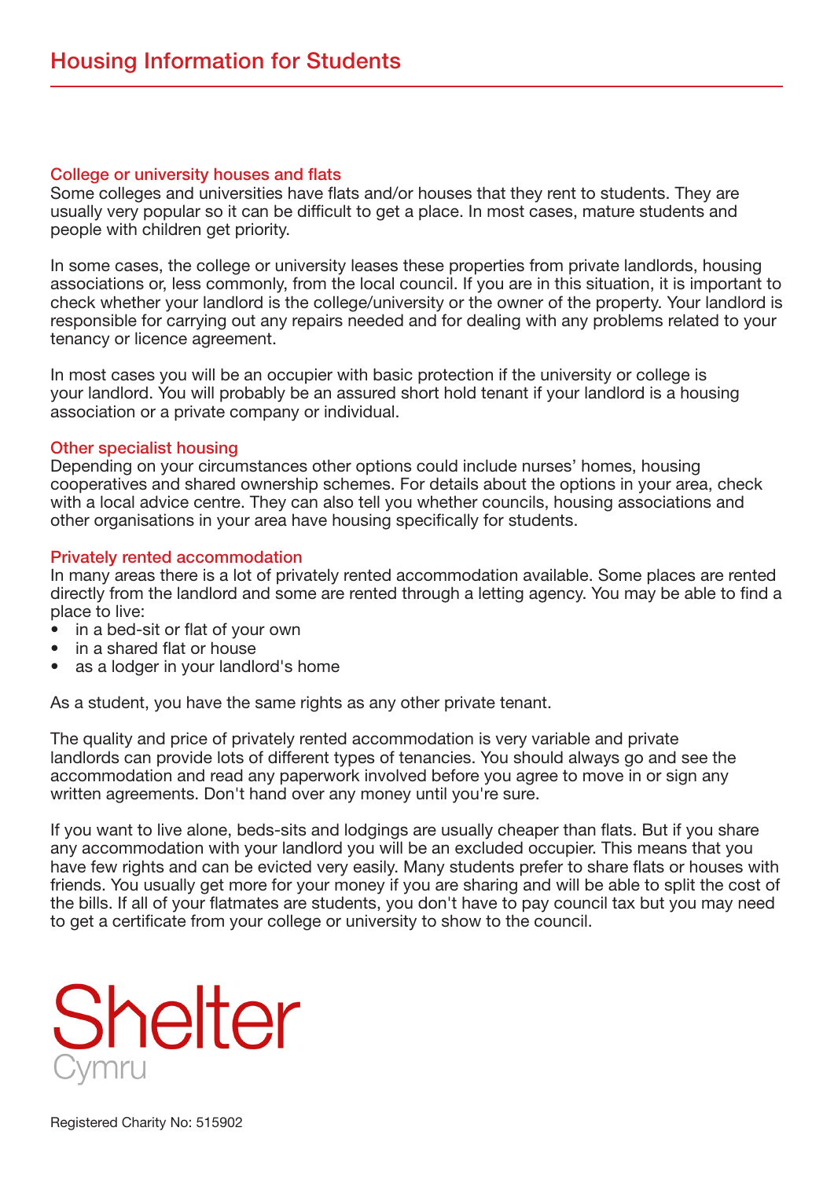# Housing Information for Students

## College or university houses and flats

Some colleges and universities have flats and/or houses that they rent to students. They are usually very popular so it can be difficult to get a place. In most cases, mature students and people with children get priority.

In some cases, the college or university leases these properties from private landlords, housing associations or, less commonly, from the local council. If you are in this situation, it is important to check whether your landlord is the college/university or the owner of the property. Your landlord is responsible for carrying out any repairs needed and for dealing with any problems related to your tenancy or licence agreement.

In most cases you will be an occupier with basic protection if the university or college is your landlord. You will probably be an assured short hold tenant if your landlord is a housing association or a private company or individual.

## Other specialist housing

Depending on your circumstances other options could include nurses' homes, housing cooperatives and shared ownership schemes. For details about the options in your area, check with a local advice centre. They can also tell you whether councils, housing associations and other organisations in your area have housing specifically for students.

## Privately rented accommodation

In many areas there is a lot of privately rented accommodation available. Some places are rented directly from the landlord and some are rented through a letting agency. You may be able to find a place to live:

- in a bed-sit or flat of your own
- in a shared flat or house
- as a lodger in your landlord's home

As a student, you have the same rights as any other private tenant.

The quality and price of privately rented accommodation is very variable and private landlords can provide lots of different types of tenancies. You should always go and see the accommodation and read any paperwork involved before you agree to move in or sign any written agreements. Don't hand over any money until you're sure.

If you want to live alone, beds-sits and lodgings are usually cheaper than flats. But if you share any accommodation with your landlord you will be an excluded occupier. This means that you have few rights and can be evicted very easily. Many students prefer to share flats or houses with friends. You usually get more for your money if you are sharing and will be able to split the cost of the bills. If all of your flatmates are students, you don't have to pay council tax but you may need to get a certificate from your college or university to show to the council.

Shelter Cymru

Registered Charity No: 515902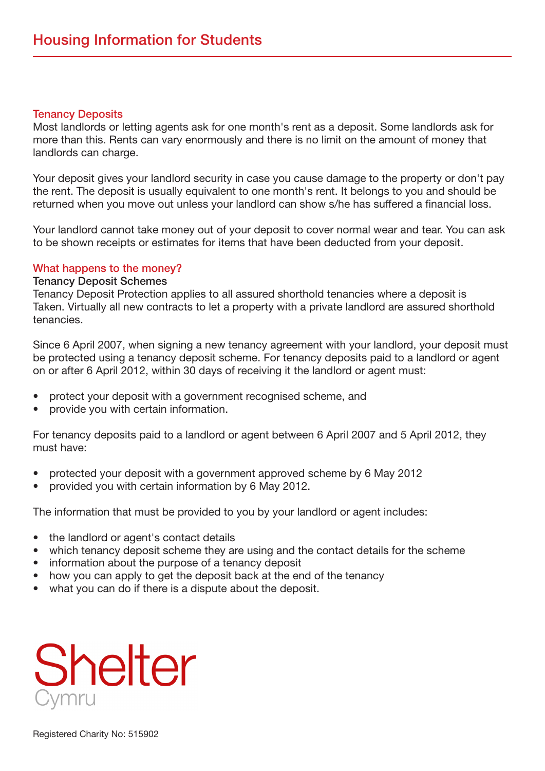## Tenancy Deposits

Most landlords or letting agents ask for one month's rent as a deposit. Some landlords ask for more than this. Rents can vary enormously and there is no limit on the amount of money that landlords can charge.

Your deposit gives your landlord security in case you cause damage to the property or don't pay the rent. The deposit is usually equivalent to one month's rent. It belongs to you and should be returned when you move out unless your landlord can show s/he has suffered a financial loss.

Your landlord cannot take money out of your deposit to cover normal wear and tear. You can ask to be shown receipts or estimates for items that have been deducted from your deposit.

## What happens to the money?

### Tenancy Deposit Schemes

Tenancy Deposit Protection applies to all assured shorthold tenancies where a deposit is Taken. Virtually all new contracts to let a property with a private landlord are assured shorthold tenancies.

Since 6 April 2007, when signing a new tenancy agreement with your landlord, your deposit must be protected using a tenancy deposit scheme. For tenancy deposits paid to a landlord or agent on or after 6 April 2012, within 30 days of receiving it the landlord or agent must:

- protect your deposit with a government recognised scheme, and
- provide you with certain information.

For tenancy deposits paid to a landlord or agent between 6 April 2007 and 5 April 2012, they must have:

- protected your deposit with a government approved scheme by 6 May 2012
- provided you with certain information by 6 May 2012.

The information that must be provided to you by your landlord or agent includes:

- the landlord or agent's contact details
- which tenancy deposit scheme they are using and the contact details for the scheme
- information about the purpose of a tenancy deposit
- how you can apply to get the deposit back at the end of the tenancy
- what you can do if there is a dispute about the deposit.

Shelter Cymru

Registered Charity No: 515902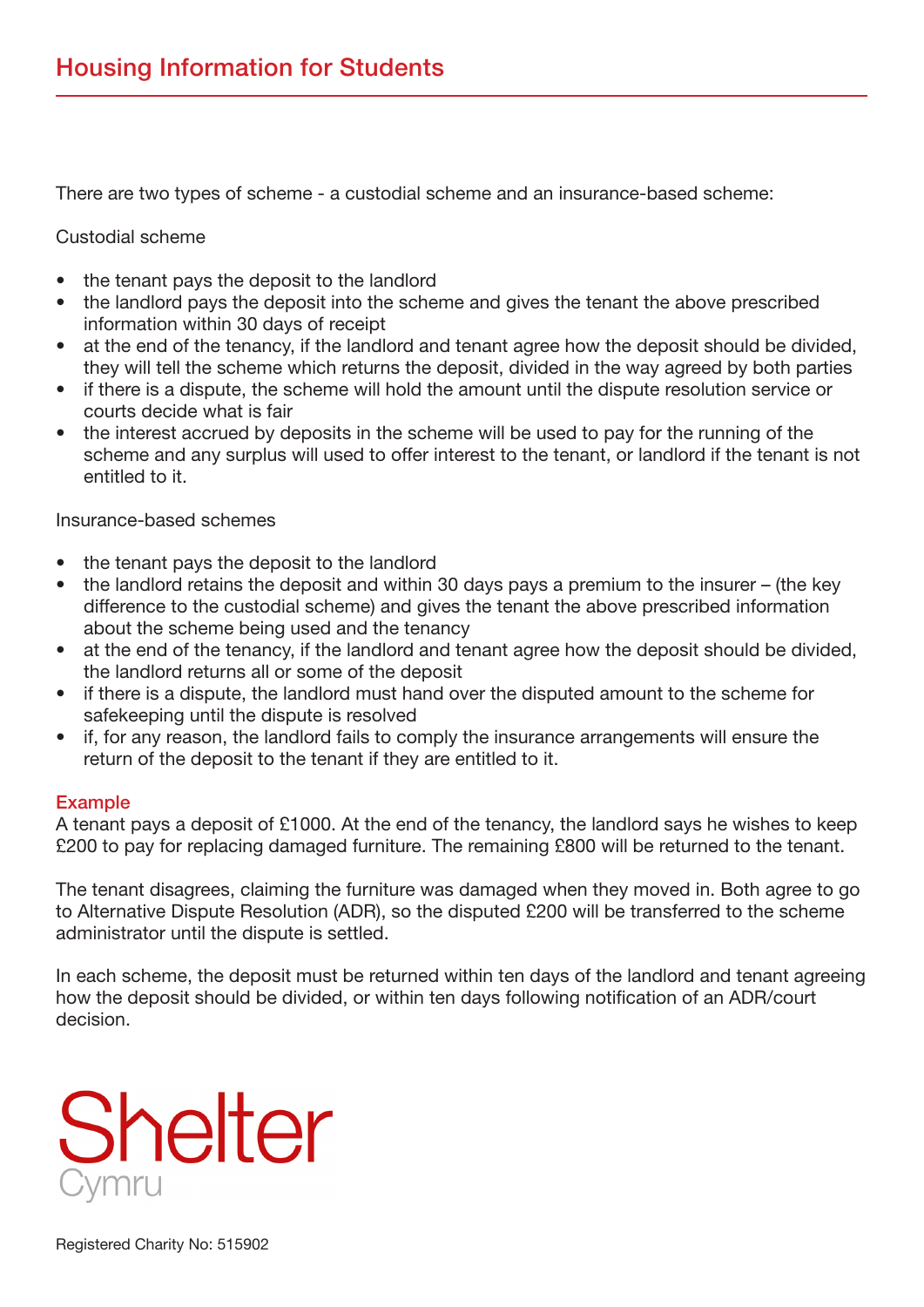There are two types of scheme - a custodial scheme and an insurance-based scheme:

Custodial scheme

- the tenant pays the deposit to the landlord
- the landlord pays the deposit into the scheme and gives the tenant the above prescribed information within 30 days of receipt
- at the end of the tenancy, if the landlord and tenant agree how the deposit should be divided, they will tell the scheme which returns the deposit, divided in the way agreed by both parties
- if there is a dispute, the scheme will hold the amount until the dispute resolution service or courts decide what is fair
- the interest accrued by deposits in the scheme will be used to pay for the running of the scheme and any surplus will used to offer interest to the tenant, or landlord if the tenant is not entitled to it.

Insurance-based schemes

- the tenant pays the deposit to the landlord
- the landlord retains the deposit and within 30 days pays a premium to the insurer – (the key difference to the custodial scheme) and gives the tenant the above prescribed information about the scheme being used and the tenancy
- at the end of the tenancy, if the landlord and tenant agree how the deposit should be divided, the landlord returns all or some of the deposit
- if there is a dispute, the landlord must hand over the disputed amount to the scheme for safekeeping until the dispute is resolved
- if, for any reason, the landlord fails to comply the insurance arrangements will ensure the return of the deposit to the tenant if they are entitled to it.

**Example**

A tenant pays a deposit of £1000. At the end of the tenancy, the landlord says he wishes to keep £200 to pay for replacing damaged furniture. The remaining £800 will be returned to the tenant.

The tenant disagrees, claiming the furniture was damaged when they moved in. Both agree to go to Alternative Dispute Resolution (ADR), so the disputed £200 will be transferred to the scheme administrator until the dispute is settled.

In each scheme, the deposit must be returned within ten days of the landlord and tenant agreeing how the deposit should be divided, or within ten days following notification of an ADR/court decision.

Shelter Cymru

Registered Charity No: 515902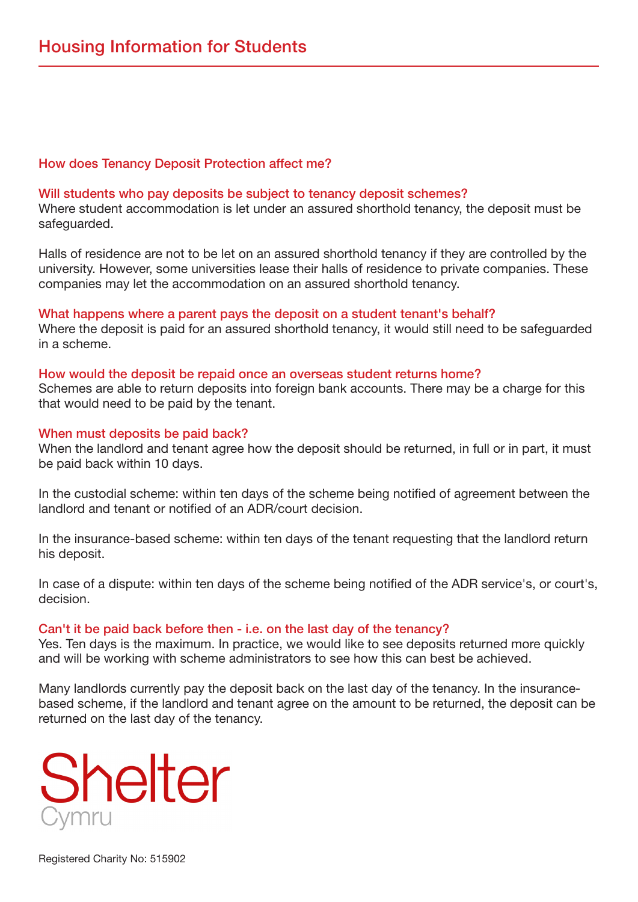# Housing Information for Students

## How does Tenancy Deposit Protection affect me?

### Will students who pay deposits be subject to tenancy deposit schemes?

Where student accommodation is let under an assured shorthold tenancy, the deposit must be safeguarded.

Halls of residence are not to be let on an assured shorthold tenancy if they are controlled by the university. However, some universities lease their halls of residence to private companies. These companies may let the accommodation on an assured shorthold tenancy.

### What happens where a parent pays the deposit on a student tenant's behalf?

Where the deposit is paid for an assured shorthold tenancy, it would still need to be safeguarded in a scheme.

### How would the deposit be repaid once an overseas student returns home?

Schemes are able to return deposits into foreign bank accounts. There may be a charge for this that would need to be paid by the tenant.

### When must deposits be paid back?

When the landlord and tenant agree how the deposit should be returned, in full or in part, it must be paid back within 10 days.

In the custodial scheme: within ten days of the scheme being notified of agreement between the landlord and tenant or notified of an ADR/court decision.

In the insurance-based scheme: within ten days of the tenant requesting that the landlord return his deposit.

In case of a dispute: within ten days of the scheme being notified of the ADR service's, or court's, decision.

### Can't it be paid back before then - i.e. on the last day of the tenancy?

Yes. Ten days is the maximum. In practice, we would like to see deposits returned more quickly and will be working with scheme administrators to see how this can best be achieved.

Many landlords currently pay the deposit back on the last day of the tenancy. In the insurance-based scheme, if the landlord and tenant agree on the amount to be returned, the deposit can be returned on the last day of the tenancy.

Shelter Cymru

Registered Charity No: 515902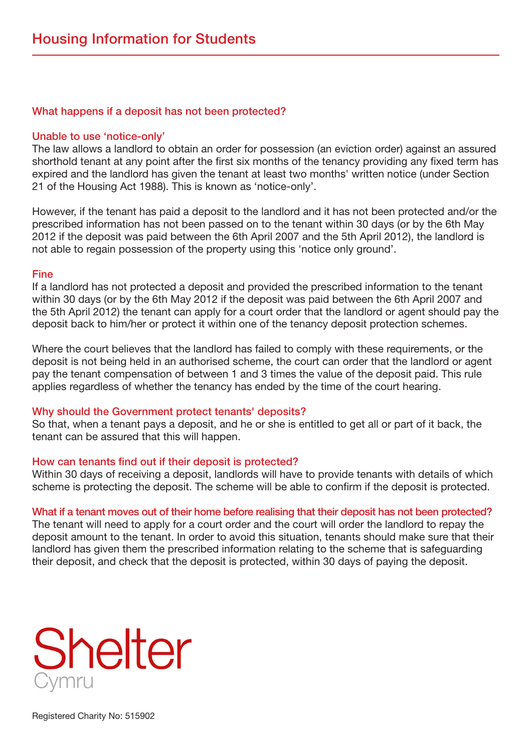## What happens if a deposit has not been protected?

### Unable to use 'notice-only'

The law allows a landlord to obtain an order for possession (an eviction order) against an assured shorthold tenant at any point after the first six months of the tenancy providing any fixed term has expired and the landlord has given the tenant at least two months' written notice (under Section 21 of the Housing Act 1988). This is known as 'notice-only'.

However, if the tenant has paid a deposit to the landlord and it has not been protected and/or the prescribed information has not been passed on to the tenant within 30 days (or by the 6th May 2012 if the deposit was paid between the 6th April 2007 and the 5th April 2012), the landlord is not able to regain possession of the property using this 'notice only ground'.

### Fine

If a landlord has not protected a deposit and provided the prescribed information to the tenant within 30 days (or by the 6th May 2012 if the deposit was paid between the 6th April 2007 and the 5th April 2012) the tenant can apply for a court order that the landlord or agent should pay the deposit back to him/her or protect it within one of the tenancy deposit protection schemes.

Where the court believes that the landlord has failed to comply with these requirements, or the deposit is not being held in an authorised scheme, the court can order that the landlord or agent pay the tenant compensation of between 1 and 3 times the value of the deposit paid. This rule applies regardless of whether the tenancy has ended by the time of the court hearing.

### Why should the Government protect tenants' deposits?

So that, when a tenant pays a deposit, and he or she is entitled to get all or part of it back, the tenant can be assured that this will happen.

### How can tenants find out if their deposit is protected?

Within 30 days of receiving a deposit, landlords will have to provide tenants with details of which scheme is protecting the deposit. The scheme will be able to confirm if the deposit is protected.

### What if a tenant moves out of their home before realising that their deposit has not been protected?

The tenant will need to apply for a court order and the court will order the landlord to repay the deposit amount to the tenant. In order to avoid this situation, tenants should make sure that their landlord has given them the prescribed information relating to the scheme that is safeguarding their deposit, and check that the deposit is protected, within 30 days of paying the deposit.

Shelter Cymru

Registered Charity No: 515902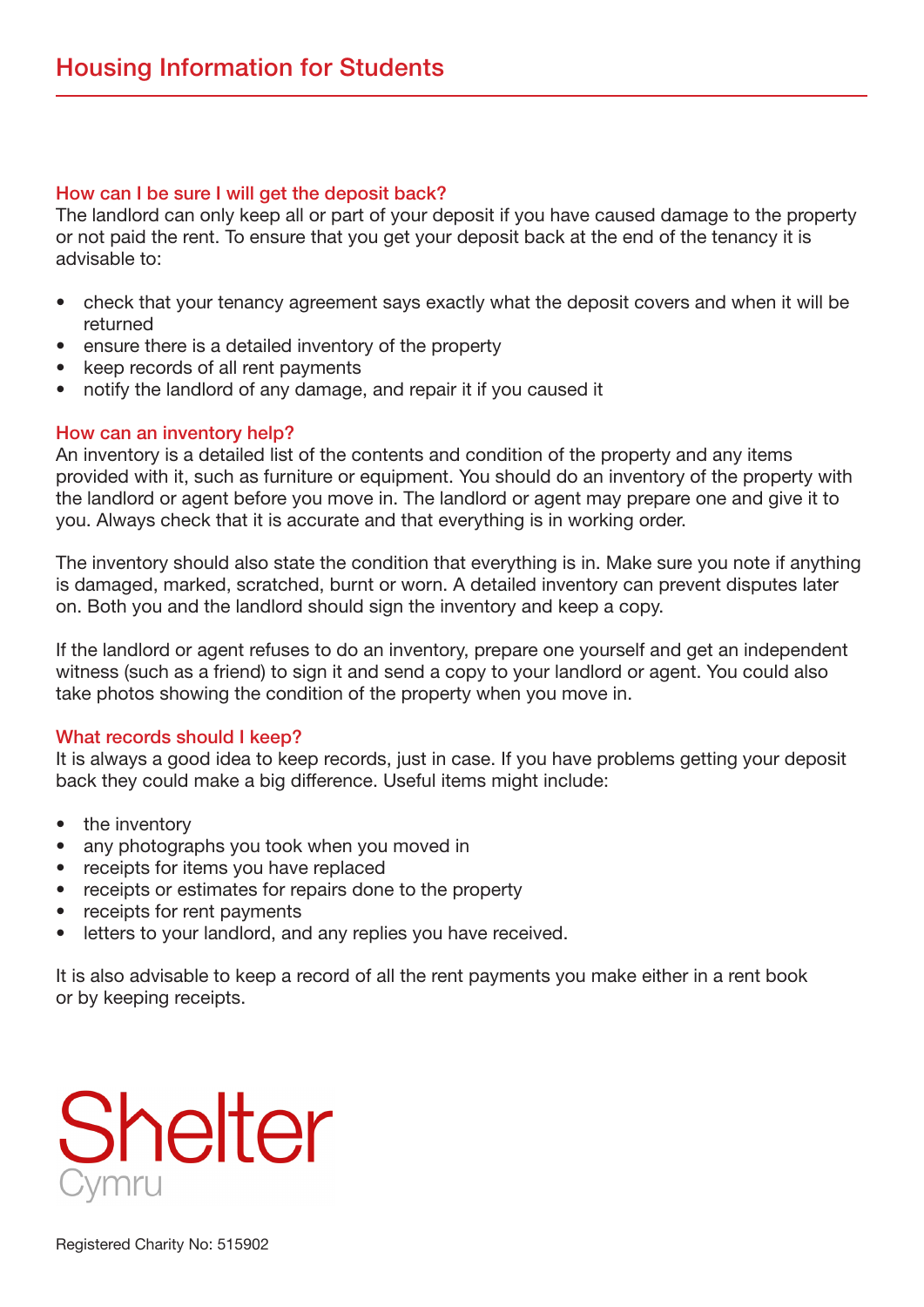## How can I be sure I will get the deposit back?

The landlord can only keep all or part of your deposit if you have caused damage to the property or not paid the rent. To ensure that you get your deposit back at the end of the tenancy it is advisable to:

- check that your tenancy agreement says exactly what the deposit covers and when it will be returned
- ensure there is a detailed inventory of the property
- keep records of all rent payments
- notify the landlord of any damage, and repair it if you caused it

## How can an inventory help?

An inventory is a detailed list of the contents and condition of the property and any items provided with it, such as furniture or equipment. You should do an inventory of the property with the landlord or agent before you move in. The landlord or agent may prepare one and give it to you. Always check that it is accurate and that everything is in working order.

The inventory should also state the condition that everything is in. Make sure you note if anything is damaged, marked, scratched, burnt or worn. A detailed inventory can prevent disputes later on. Both you and the landlord should sign the inventory and keep a copy.

If the landlord or agent refuses to do an inventory, prepare one yourself and get an independent witness (such as a friend) to sign it and send a copy to your landlord or agent. You could also take photos showing the condition of the property when you move in.

## What records should I keep?

It is always a good idea to keep records, just in case. If you have problems getting your deposit back they could make a big difference. Useful items might include:

- the inventory
- any photographs you took when you moved in
- receipts for items you have replaced
- receipts or estimates for repairs done to the property
- receipts for rent payments
- letters to your landlord, and any replies you have received.

It is also advisable to keep a record of all the rent payments you make either in a rent book or by keeping receipts.

Shelter Cymru

Registered Charity No: 515902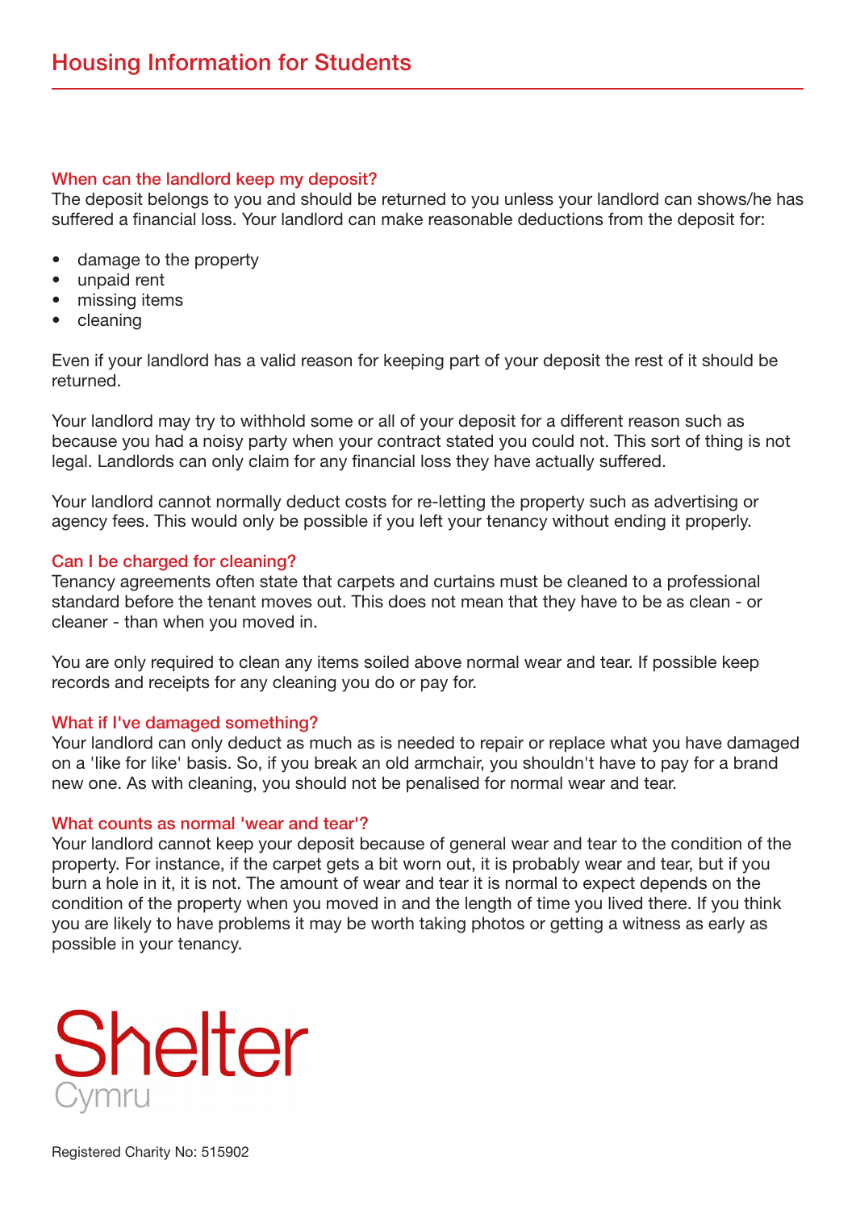## When can the landlord keep my deposit?

The deposit belongs to you and should be returned to you unless your landlord can shows/he has suffered a financial loss. Your landlord can make reasonable deductions from the deposit for:

- damage to the property
- unpaid rent
- missing items
- cleaning

Even if your landlord has a valid reason for keeping part of your deposit the rest of it should be returned.

Your landlord may try to withhold some or all of your deposit for a different reason such as because you had a noisy party when your contract stated you could not. This sort of thing is not legal. Landlords can only claim for any financial loss they have actually suffered.

Your landlord cannot normally deduct costs for re-letting the property such as advertising or agency fees. This would only be possible if you left your tenancy without ending it properly.

## Can I be charged for cleaning?

Tenancy agreements often state that carpets and curtains must be cleaned to a professional standard before the tenant moves out. This does not mean that they have to be as clean - or cleaner - than when you moved in.

You are only required to clean any items soiled above normal wear and tear. If possible keep records and receipts for any cleaning you do or pay for.

## What if I've damaged something?

Your landlord can only deduct as much as is needed to repair or replace what you have damaged on a 'like for like' basis. So, if you break an old armchair, you shouldn't have to pay for a brand new one. As with cleaning, you should not be penalised for normal wear and tear.

## What counts as normal 'wear and tear'?

Your landlord cannot keep your deposit because of general wear and tear to the condition of the property. For instance, if the carpet gets a bit worn out, it is probably wear and tear, but if you burn a hole in it, it is not. The amount of wear and tear it is normal to expect depends on the condition of the property when you moved in and the length of time you lived there. If you think you are likely to have problems it may be worth taking photos or getting a witness as early as possible in your tenancy.

Shelter Cymru

Registered Charity No: 515902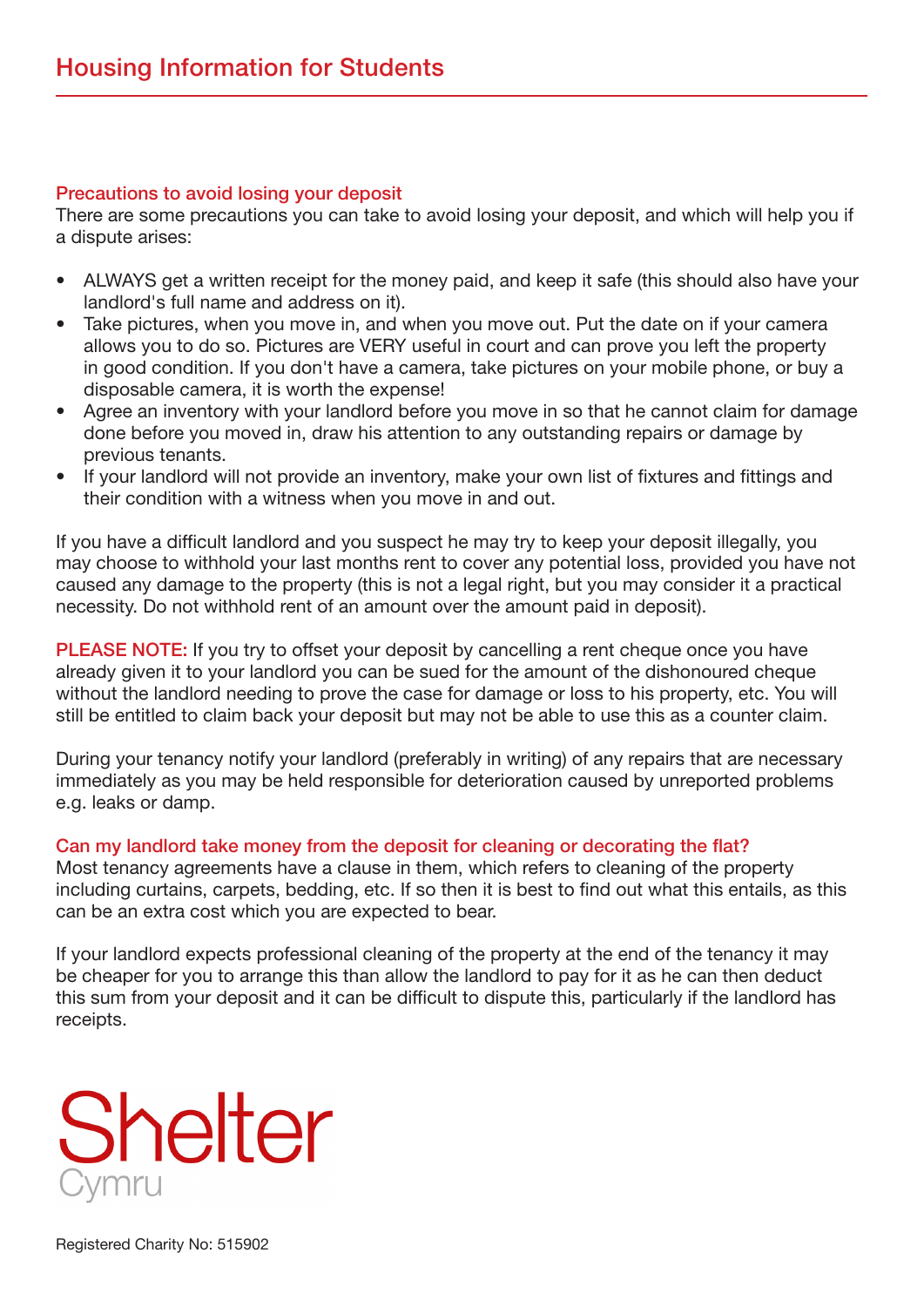## Precautions to avoid losing your deposit

There are some precautions you can take to avoid losing your deposit, and which will help you if a dispute arises:

- ALWAYS get a written receipt for the money paid, and keep it safe (this should also have your landlord's full name and address on it).
- Take pictures, when you move in, and when you move out. Put the date on if your camera allows you to do so. Pictures are VERY useful in court and can prove you left the property in good condition. If you don't have a camera, take pictures on your mobile phone, or buy a disposable camera, it is worth the expense!
- Agree an inventory with your landlord before you move in so that he cannot claim for damage done before you moved in, draw his attention to any outstanding repairs or damage by previous tenants.
- If your landlord will not provide an inventory, make your own list of fixtures and fittings and their condition with a witness when you move in and out.

If you have a difficult landlord and you suspect he may try to keep your deposit illegally, you may choose to withhold your last months rent to cover any potential loss, provided you have not caused any damage to the property (this is not a legal right, but you may consider it a practical necessity. Do not withhold rent of an amount over the amount paid in deposit).

**PLEASE NOTE:** If you try to offset your deposit by cancelling a rent cheque once you have already given it to your landlord you can be sued for the amount of the dishonoured cheque without the landlord needing to prove the case for damage or loss to his property, etc. You will still be entitled to claim back your deposit but may not be able to use this as a counter claim.

During your tenancy notify your landlord (preferably in writing) of any repairs that are necessary immediately as you may be held responsible for deterioration caused by unreported problems e.g. leaks or damp.

## Can my landlord take money from the deposit for cleaning or decorating the flat?

Most tenancy agreements have a clause in them, which refers to cleaning of the property including curtains, carpets, bedding, etc. If so then it is best to find out what this entails, as this can be an extra cost which you are expected to bear.

If your landlord expects professional cleaning of the property at the end of the tenancy it may be cheaper for you to arrange this than allow the landlord to pay for it as he can then deduct this sum from your deposit and it can be difficult to dispute this, particularly if the landlord has receipts.

Shelter Cymru

Registered Charity No: 515902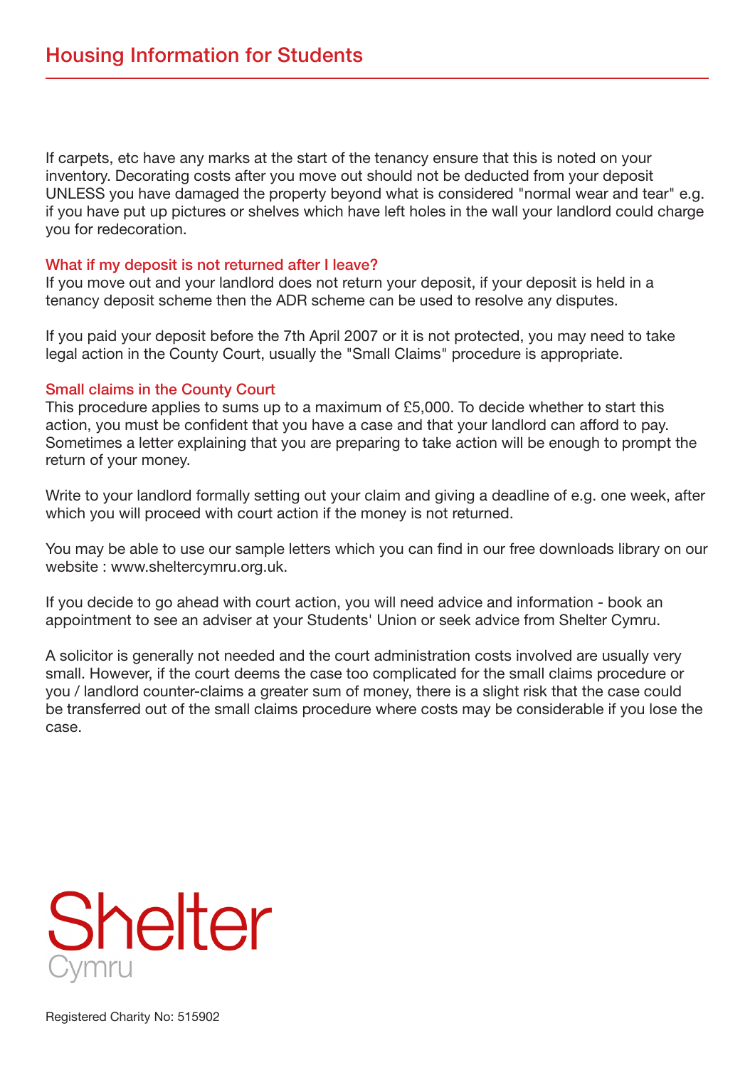If carpets, etc have any marks at the start of the tenancy ensure that this is noted on your inventory. Decorating costs after you move out should not be deducted from your deposit UNLESS you have damaged the property beyond what is considered "normal wear and tear" e.g. if you have put up pictures or shelves which have left holes in the wall your landlord could charge you for redecoration.

### What if my deposit is not returned after I leave?

If you move out and your landlord does not return your deposit, if your deposit is held in a tenancy deposit scheme then the ADR scheme can be used to resolve any disputes.

If you paid your deposit before the 7th April 2007 or it is not protected, you may need to take legal action in the County Court, usually the "Small Claims" procedure is appropriate.

### Small claims in the County Court

This procedure applies to sums up to a maximum of £5,000. To decide whether to start this action, you must be confident that you have a case and that your landlord can afford to pay. Sometimes a letter explaining that you are preparing to take action will be enough to prompt the return of your money.

Write to your landlord formally setting out your claim and giving a deadline of e.g. one week, after which you will proceed with court action if the money is not returned.

You may be able to use our sample letters which you can find in our free downloads library on our website : www.sheltercymru.org.uk.

If you decide to go ahead with court action, you will need advice and information - book an appointment to see an adviser at your Students' Union or seek advice from Shelter Cymru.

A solicitor is generally not needed and the court administration costs involved are usually very small. However, if the court deems the case too complicated for the small claims procedure or you / landlord counter-claims a greater sum of money, there is a slight risk that the case could be transferred out of the small claims procedure where costs may be considerable if you lose the case.

Shelter Cymru

Registered Charity No: 515902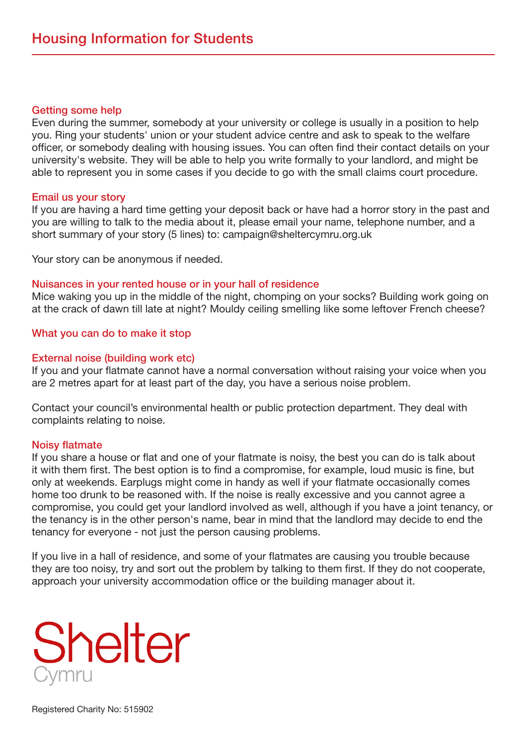# Housing Information for Students

## Getting some help

Even during the summer, somebody at your university or college is usually in a position to help you. Ring your students' union or your student advice centre and ask to speak to the welfare officer, or somebody dealing with housing issues. You can often find their contact details on your university's website. They will be able to help you write formally to your landlord, and might be able to represent you in some cases if you decide to go with the small claims court procedure.

## Email us your story

If you are having a hard time getting your deposit back or have had a horror story in the past and you are willing to talk to the media about it, please email your name, telephone number, and a short summary of your story (5 lines) to: campaign@sheltercymru.org.uk

Your story can be anonymous if needed.

## Nuisances in your rented house or in your hall of residence

Mice waking you up in the middle of the night, chomping on your socks? Building work going on at the crack of dawn till late at night? Mouldy ceiling smelling like some leftover French cheese?

## What you can do to make it stop

### External noise (building work etc)

If you and your flatmate cannot have a normal conversation without raising your voice when you are 2 metres apart for at least part of the day, you have a serious noise problem.

Contact your council's environmental health or public protection department. They deal with complaints relating to noise.

### Noisy flatmate

If you share a house or flat and one of your flatmate is noisy, the best you can do is talk about it with them first. The best option is to find a compromise, for example, loud music is fine, but only at weekends. Earplugs might come in handy as well if your flatmate occasionally comes home too drunk to be reasoned with. If the noise is really excessive and you cannot agree a compromise, you could get your landlord involved as well, although if you have a joint tenancy, or the tenancy is in the other person's name, bear in mind that the landlord may decide to end the tenancy for everyone - not just the person causing problems.

If you live in a hall of residence, and some of your flatmates are causing you trouble because they are too noisy, try and sort out the problem by talking to them first. If they do not cooperate, approach your university accommodation office or the building manager about it.

Shelter Cymru

Registered Charity No: 515902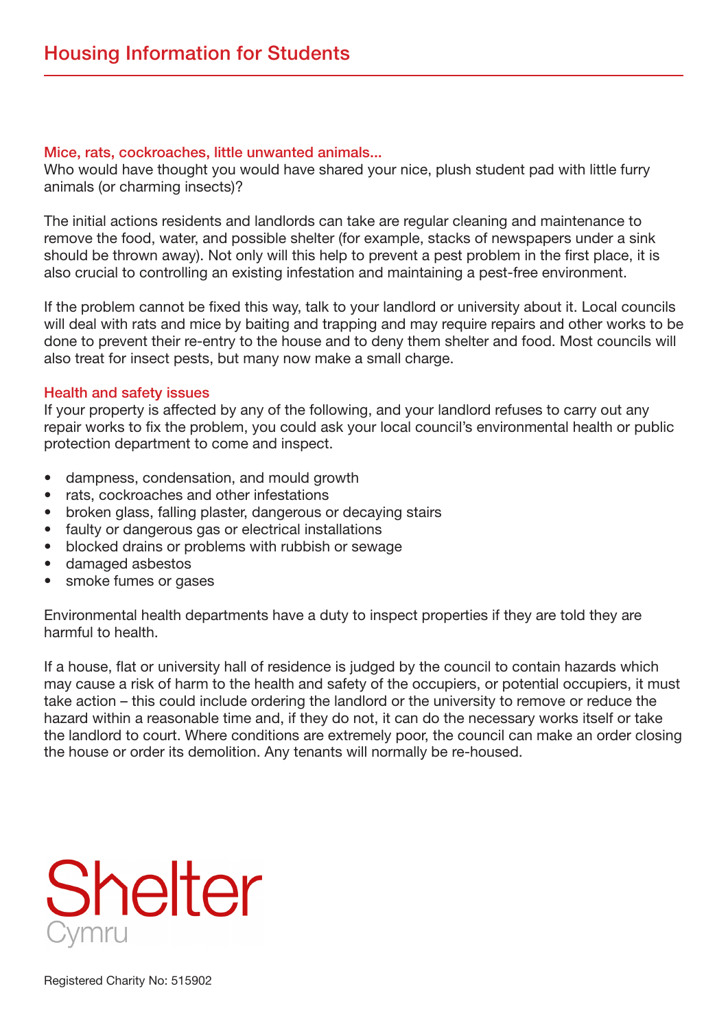## Mice, rats, cockroaches, little unwanted animals...

Who would have thought you would have shared your nice, plush student pad with little furry animals (or charming insects)?

The initial actions residents and landlords can take are regular cleaning and maintenance to remove the food, water, and possible shelter (for example, stacks of newspapers under a sink should be thrown away). Not only will this help to prevent a pest problem in the first place, it is also crucial to controlling an existing infestation and maintaining a pest-free environment.

If the problem cannot be fixed this way, talk to your landlord or university about it. Local councils will deal with rats and mice by baiting and trapping and may require repairs and other works to be done to prevent their re-entry to the house and to deny them shelter and food. Most councils will also treat for insect pests, but many now make a small charge.

## Health and safety issues

If your property is affected by any of the following, and your landlord refuses to carry out any repair works to fix the problem, you could ask your local council's environmental health or public protection department to come and inspect.

- dampness, condensation, and mould growth
- rats, cockroaches and other infestations
- broken glass, falling plaster, dangerous or decaying stairs
- faulty or dangerous gas or electrical installations
- blocked drains or problems with rubbish or sewage
- damaged asbestos
- smoke fumes or gases

Environmental health departments have a duty to inspect properties if they are told they are harmful to health.

If a house, flat or university hall of residence is judged by the council to contain hazards which may cause a risk of harm to the health and safety of the occupiers, or potential occupiers, it must take action – this could include ordering the landlord or the university to remove or reduce the hazard within a reasonable time and, if they do not, it can do the necessary works itself or take the landlord to court. Where conditions are extremely poor, the council can make an order closing the house or order its demolition. Any tenants will normally be re-housed.

Shelter Cymru

Registered Charity No: 515902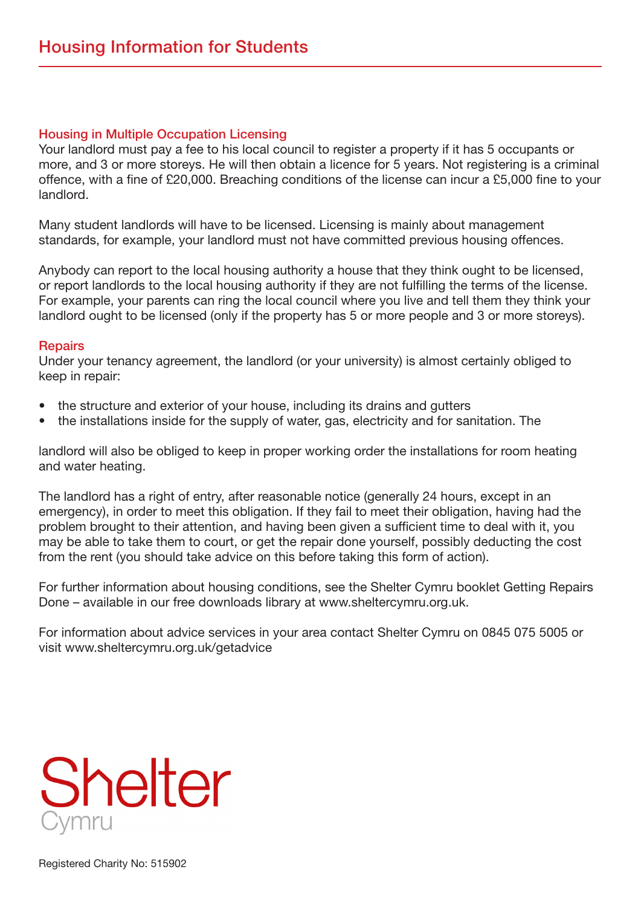# Housing Information for Students

## Housing in Multiple Occupation Licensing

Your landlord must pay a fee to his local council to register a property if it has 5 occupants or more, and 3 or more storeys. He will then obtain a licence for 5 years. Not registering is a criminal offence, with a fine of £20,000. Breaching conditions of the license can incur a £5,000 fine to your landlord.

Many student landlords will have to be licensed. Licensing is mainly about management standards, for example, your landlord must not have committed previous housing offences.

Anybody can report to the local housing authority a house that they think ought to be licensed, or report landlords to the local housing authority if they are not fulfilling the terms of the license. For example, your parents can ring the local council where you live and tell them they think your landlord ought to be licensed (only if the property has 5 or more people and 3 or more storeys).

## Repairs

Under your tenancy agreement, the landlord (or your university) is almost certainly obliged to keep in repair:

- the structure and exterior of your house, including its drains and gutters
- the installations inside for the supply of water, gas, electricity and for sanitation. The

landlord will also be obliged to keep in proper working order the installations for room heating and water heating.

The landlord has a right of entry, after reasonable notice (generally 24 hours, except in an emergency), in order to meet this obligation. If they fail to meet their obligation, having had the problem brought to their attention, and having been given a sufficient time to deal with it, you may be able to take them to court, or get the repair done yourself, possibly deducting the cost from the rent (you should take advice on this before taking this form of action).

For further information about housing conditions, see the Shelter Cymru booklet Getting Repairs Done – available in our free downloads library at www.sheltercymru.org.uk.

For information about advice services in your area contact Shelter Cymru on 0845 075 5005 or visit www.sheltercymru.org.uk/getadvice

Shelter Cymru

Registered Charity No: 515902